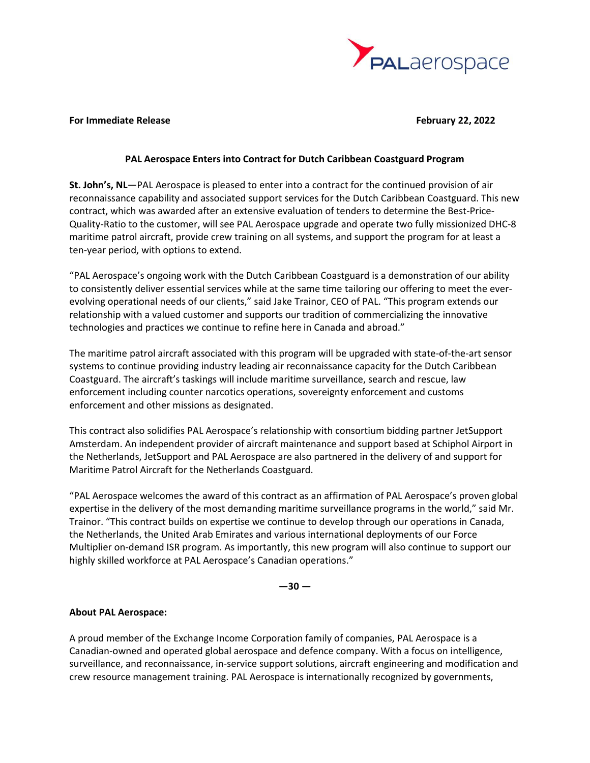**For Immediate Release** **February 22, 2022**

# PAL Aerospace Enters into Contract for Dutch Caribbean Coastguard Program

**St. John's, NL**—PAL Aerospace is pleased to enter into a contract for the continued provision of air reconnaissance capability and associated support services for the Dutch Caribbean Coastguard. This new contract, which was awarded after an extensive evaluation of tenders to determine the Best-Price-Quality-Ratio to the customer, will see PAL Aerospace upgrade and operate two fully missionized DHC-8 maritime patrol aircraft, provide crew training on all systems, and support the program for at least a ten-year period, with options to extend.

"PAL Aerospace's ongoing work with the Dutch Caribbean Coastguard is a demonstration of our ability to consistently deliver essential services while at the same time tailoring our offering to meet the ever-evolving operational needs of our clients," said Jake Trainor, CEO of PAL. "This program extends our relationship with a valued customer and supports our tradition of commercializing the innovative technologies and practices we continue to refine here in Canada and abroad."

The maritime patrol aircraft associated with this program will be upgraded with state-of-the-art sensor systems to continue providing industry leading air reconnaissance capacity for the Dutch Caribbean Coastguard. The aircraft's taskings will include maritime surveillance, search and rescue, law enforcement including counter narcotics operations, sovereignty enforcement and customs enforcement and other missions as designated.

This contract also solidifies PAL Aerospace's relationship with consortium bidding partner JetSupport Amsterdam. An independent provider of aircraft maintenance and support based at Schiphol Airport in the Netherlands, JetSupport and PAL Aerospace are also partnered in the delivery of and support for Maritime Patrol Aircraft for the Netherlands Coastguard.

"PAL Aerospace welcomes the award of this contract as an affirmation of PAL Aerospace's proven global expertise in the delivery of the most demanding maritime surveillance programs in the world," said Mr. Trainor. "This contract builds on expertise we continue to develop through our operations in Canada, the Netherlands, the United Arab Emirates and various international deployments of our Force Multiplier on-demand ISR program. As importantly, this new program will also continue to support our highly skilled workforce at PAL Aerospace's Canadian operations."

**—30 —**

**About PAL Aerospace:**

A proud member of the Exchange Income Corporation family of companies, PAL Aerospace is a Canadian-owned and operated global aerospace and defence company. With a focus on intelligence, surveillance, and reconnaissance, in-service support solutions, aircraft engineering and modification and crew resource management training. PAL Aerospace is internationally recognized by governments,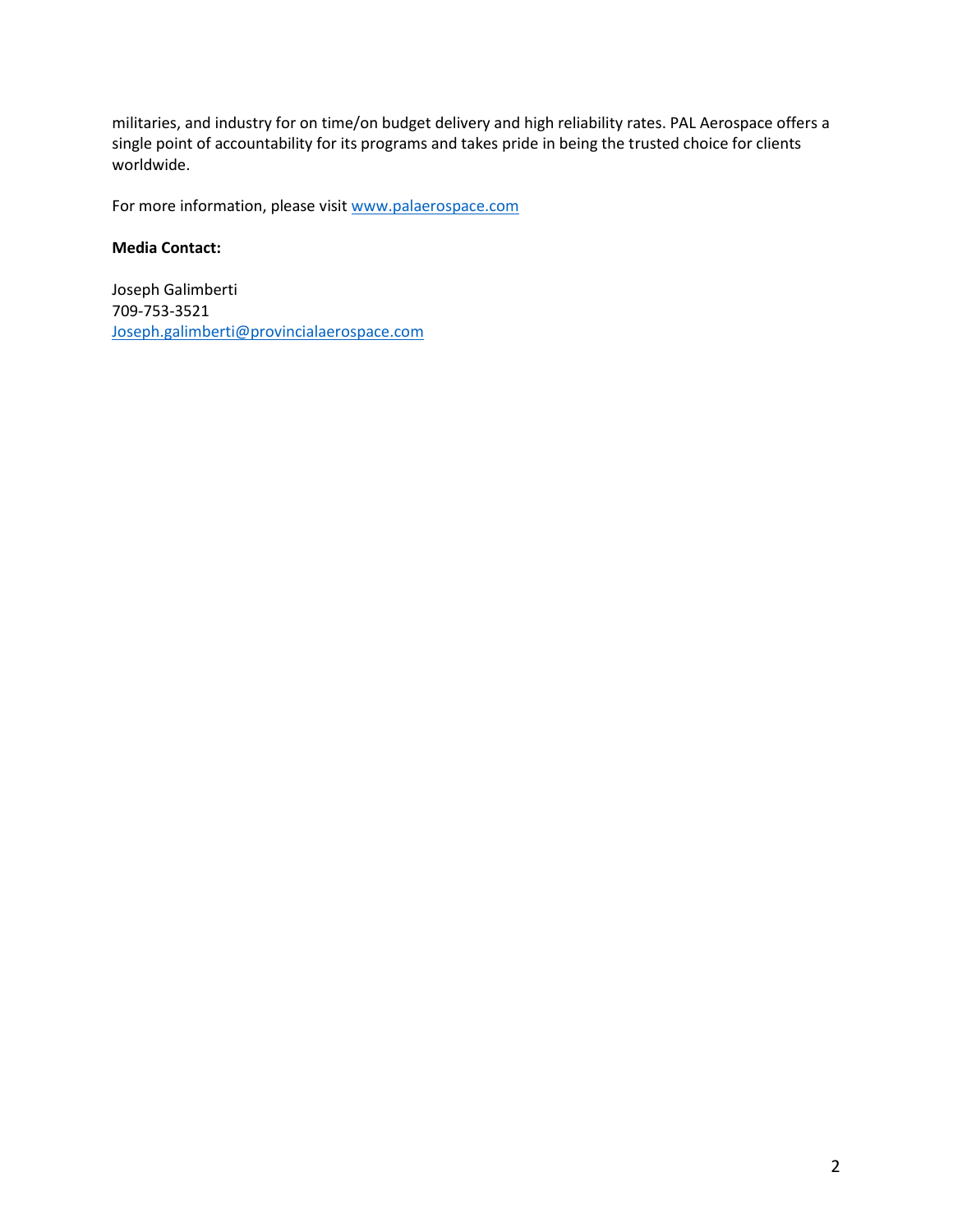militaries, and industry for on time/on budget delivery and high reliability rates. PAL Aerospace offers a single point of accountability for its programs and takes pride in being the trusted choice for clients worldwide.

For more information, please visit [www.palaerospace.com](http://www.palaerospace.com)

**Media Contact:**

Joseph Galimberti
709-753-3521
[Joseph.galimberti@provincialaerospace.com](mailto:Joseph.galimberti@provincialaerospace.com)